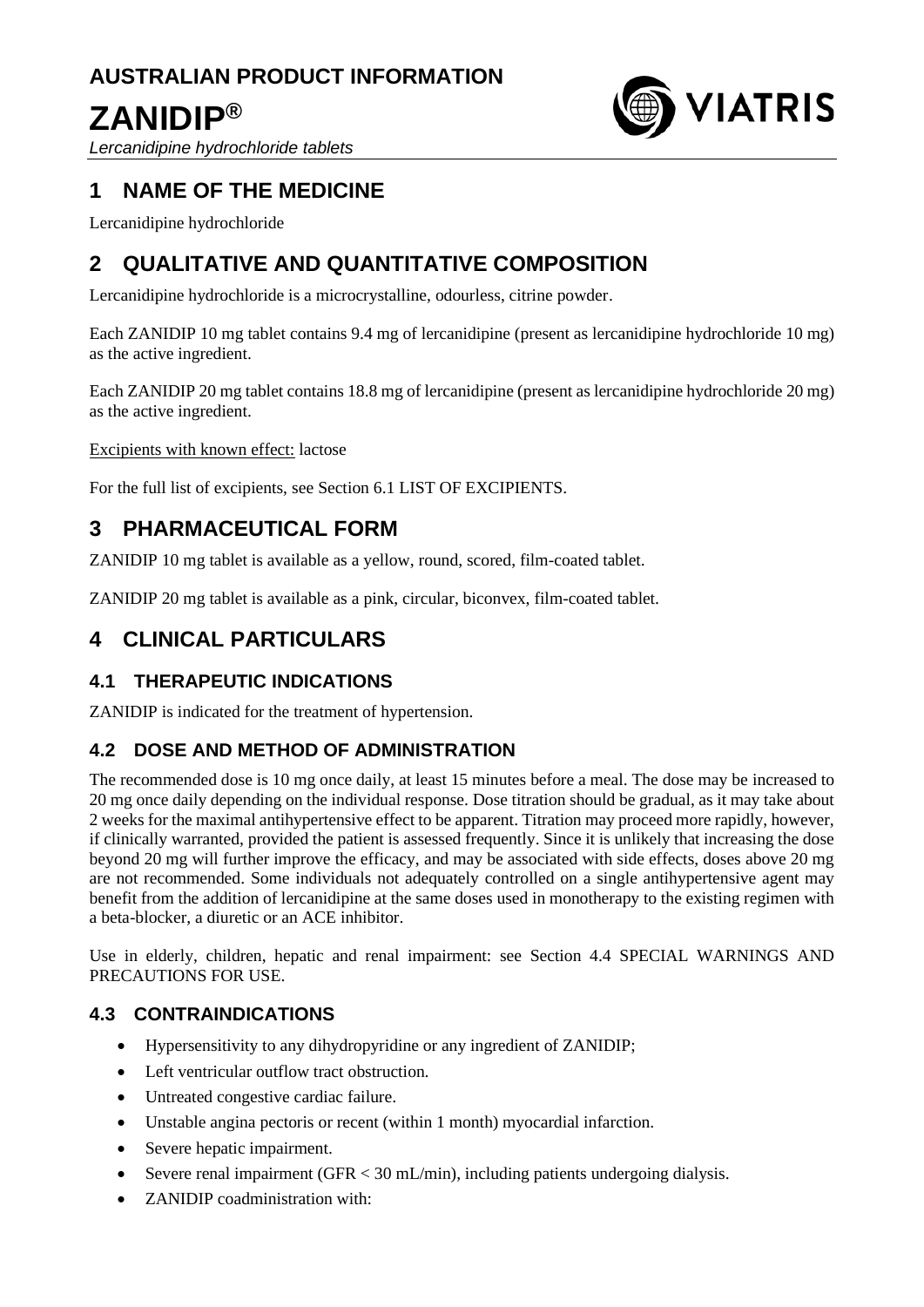**AUSTRALIAN PRODUCT INFORMATION**

# ZANIDIP®

*Lercanidipine hydrochloride tablets*

## 1 NAME OF THE MEDICINE

Lercanidipine hydrochloride

## 2 QUALITATIVE AND QUANTITATIVE COMPOSITION

Lercanidipine hydrochloride is a microcrystalline, odourless, citrine powder.

Each ZANIDIP 10 mg tablet contains 9.4 mg of lercanidipine (present as lercanidipine hydrochloride 10 mg) as the active ingredient.

Each ZANIDIP 20 mg tablet contains 18.8 mg of lercanidipine (present as lercanidipine hydrochloride 20 mg) as the active ingredient.

Excipients with known effect: lactose

For the full list of excipients, see Section 6.1 LIST OF EXCIPIENTS.

## 3 PHARMACEUTICAL FORM

ZANIDIP 10 mg tablet is available as a yellow, round, scored, film-coated tablet.

ZANIDIP 20 mg tablet is available as a pink, circular, biconvex, film-coated tablet.

## 4 CLINICAL PARTICULARS

### 4.1 THERAPEUTIC INDICATIONS

ZANIDIP is indicated for the treatment of hypertension.

### 4.2 DOSE AND METHOD OF ADMINISTRATION

The recommended dose is 10 mg once daily, at least 15 minutes before a meal. The dose may be increased to 20 mg once daily depending on the individual response. Dose titration should be gradual, as it may take about 2 weeks for the maximal antihypertensive effect to be apparent. Titration may proceed more rapidly, however, if clinically warranted, provided the patient is assessed frequently. Since it is unlikely that increasing the dose beyond 20 mg will further improve the efficacy, and may be associated with side effects, doses above 20 mg are not recommended. Some individuals not adequately controlled on a single antihypertensive agent may benefit from the addition of lercanidipine at the same doses used in monotherapy to the existing regimen with a beta-blocker, a diuretic or an ACE inhibitor.

Use in elderly, children, hepatic and renal impairment: see Section 4.4 SPECIAL WARNINGS AND PRECAUTIONS FOR USE.

### 4.3 CONTRAINDICATIONS

- Hypersensitivity to any dihydropyridine or any ingredient of ZANIDIP;
- Left ventricular outflow tract obstruction.
- Untreated congestive cardiac failure.
- Unstable angina pectoris or recent (within 1 month) myocardial infarction.
- Severe hepatic impairment.
- Severe renal impairment (GFR < 30 mL/min), including patients undergoing dialysis.
- ZANIDIP coadministration with: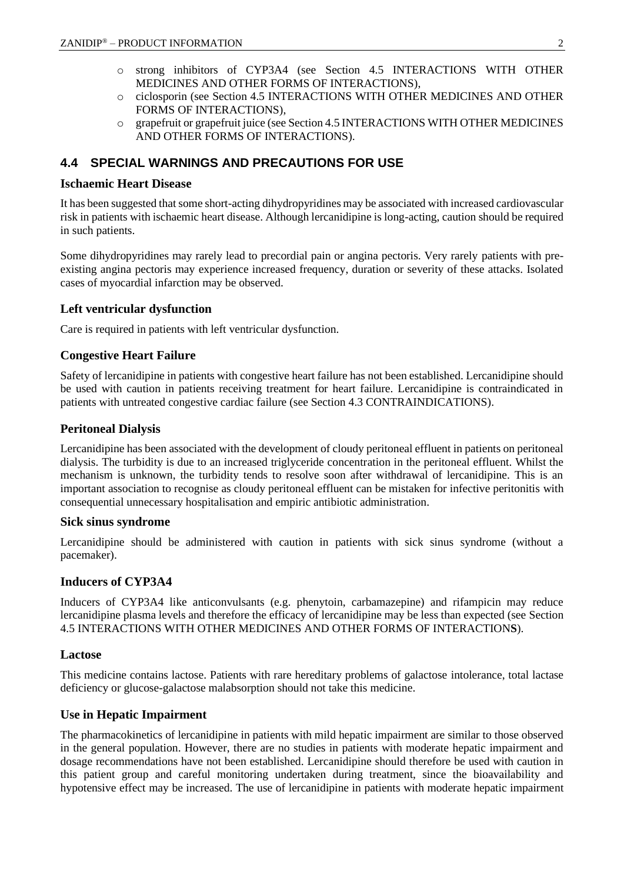- strong inhibitors of CYP3A4 (see Section 4.5 INTERACTIONS WITH OTHER MEDICINES AND OTHER FORMS OF INTERACTIONS),
- ciclosporin (see Section 4.5 INTERACTIONS WITH OTHER MEDICINES AND OTHER FORMS OF INTERACTIONS),
- grapefruit or grapefruit juice (see Section 4.5 INTERACTIONS WITH OTHER MEDICINES AND OTHER FORMS OF INTERACTIONS).

## 4.4 SPECIAL WARNINGS AND PRECAUTIONS FOR USE

### Ischaemic Heart Disease

It has been suggested that some short-acting dihydropyridines may be associated with increased cardiovascular risk in patients with ischaemic heart disease. Although lercanidipine is long-acting, caution should be required in such patients.

Some dihydropyridines may rarely lead to precordial pain or angina pectoris. Very rarely patients with pre-existing angina pectoris may experience increased frequency, duration or severity of these attacks. Isolated cases of myocardial infarction may be observed.

### Left ventricular dysfunction

Care is required in patients with left ventricular dysfunction.

### Congestive Heart Failure

Safety of lercanidipine in patients with congestive heart failure has not been established. Lercanidipine should be used with caution in patients receiving treatment for heart failure. Lercanidipine is contraindicated in patients with untreated congestive cardiac failure (see Section 4.3 CONTRAINDICATIONS).

### Peritoneal Dialysis

Lercanidipine has been associated with the development of cloudy peritoneal effluent in patients on peritoneal dialysis. The turbidity is due to an increased triglyceride concentration in the peritoneal effluent. Whilst the mechanism is unknown, the turbidity tends to resolve soon after withdrawal of lercanidipine. This is an important association to recognise as cloudy peritoneal effluent can be mistaken for infective peritonitis with consequential unnecessary hospitalisation and empiric antibiotic administration.

### Sick sinus syndrome

Lercanidipine should be administered with caution in patients with sick sinus syndrome (without a pacemaker).

### Inducers of CYP3A4

Inducers of CYP3A4 like anticonvulsants (e.g. phenytoin, carbamazepine) and rifampicin may reduce lercanidipine plasma levels and therefore the efficacy of lercanidipine may be less than expected (see Section 4.5 INTERACTIONS WITH OTHER MEDICINES AND OTHER FORMS OF INTERACTIONS).

### Lactose

This medicine contains lactose. Patients with rare hereditary problems of galactose intolerance, total lactase deficiency or glucose-galactose malabsorption should not take this medicine.

### Use in Hepatic Impairment

The pharmacokinetics of lercanidipine in patients with mild hepatic impairment are similar to those observed in the general population. However, there are no studies in patients with moderate hepatic impairment and dosage recommendations have not been established. Lercanidipine should therefore be used with caution in this patient group and careful monitoring undertaken during treatment, since the bioavailability and hypotensive effect may be increased. The use of lercanidipine in patients with moderate hepatic impairment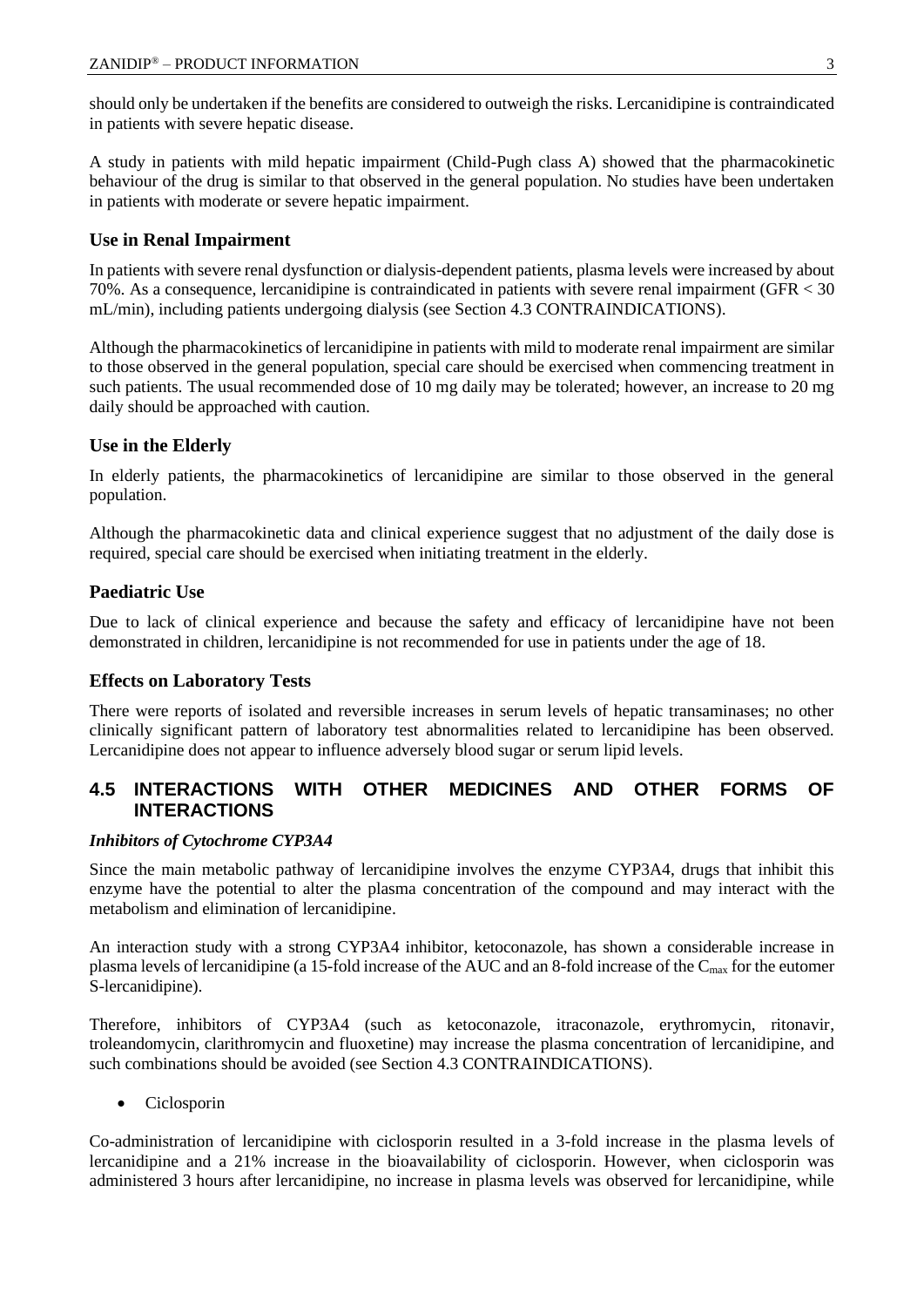should only be undertaken if the benefits are considered to outweigh the risks. Lercanidipine is contraindicated in patients with severe hepatic disease.

A study in patients with mild hepatic impairment (Child-Pugh class A) showed that the pharmacokinetic behaviour of the drug is similar to that observed in the general population. No studies have been undertaken in patients with moderate or severe hepatic impairment.

### Use in Renal Impairment

In patients with severe renal dysfunction or dialysis-dependent patients, plasma levels were increased by about 70%. As a consequence, lercanidipine is contraindicated in patients with severe renal impairment (GFR < 30 mL/min), including patients undergoing dialysis (see Section 4.3 CONTRAINDICATIONS).

Although the pharmacokinetics of lercanidipine in patients with mild to moderate renal impairment are similar to those observed in the general population, special care should be exercised when commencing treatment in such patients. The usual recommended dose of 10 mg daily may be tolerated; however, an increase to 20 mg daily should be approached with caution.

### Use in the Elderly

In elderly patients, the pharmacokinetics of lercanidipine are similar to those observed in the general population.

Although the pharmacokinetic data and clinical experience suggest that no adjustment of the daily dose is required, special care should be exercised when initiating treatment in the elderly.

### Paediatric Use

Due to lack of clinical experience and because the safety and efficacy of lercanidipine have not been demonstrated in children, lercanidipine is not recommended for use in patients under the age of 18.

### Effects on Laboratory Tests

There were reports of isolated and reversible increases in serum levels of hepatic transaminases; no other clinically significant pattern of laboratory test abnormalities related to lercanidipine has been observed. Lercanidipine does not appear to influence adversely blood sugar or serum lipid levels.

## 4.5 INTERACTIONS WITH OTHER MEDICINES AND OTHER FORMS OF INTERACTIONS

***Inhibitors of Cytochrome CYP3A4***

Since the main metabolic pathway of lercanidipine involves the enzyme CYP3A4, drugs that inhibit this enzyme have the potential to alter the plasma concentration of the compound and may interact with the metabolism and elimination of lercanidipine.

An interaction study with a strong CYP3A4 inhibitor, ketoconazole, has shown a considerable increase in plasma levels of lercanidipine (a 15-fold increase of the AUC and an 8-fold increase of the $C_{max}$ for the eutomer S-lercanidipine).

Therefore, inhibitors of CYP3A4 (such as ketoconazole, itraconazole, erythromycin, ritonavir, troleandomycin, clarithromycin and fluoxetine) may increase the plasma concentration of lercanidipine, and such combinations should be avoided (see Section 4.3 CONTRAINDICATIONS).

- Ciclosporin

Co-administration of lercanidipine with ciclosporin resulted in a 3-fold increase in the plasma levels of lercanidipine and a 21% increase in the bioavailability of ciclosporin. However, when ciclosporin was administered 3 hours after lercanidipine, no increase in plasma levels was observed for lercanidipine, while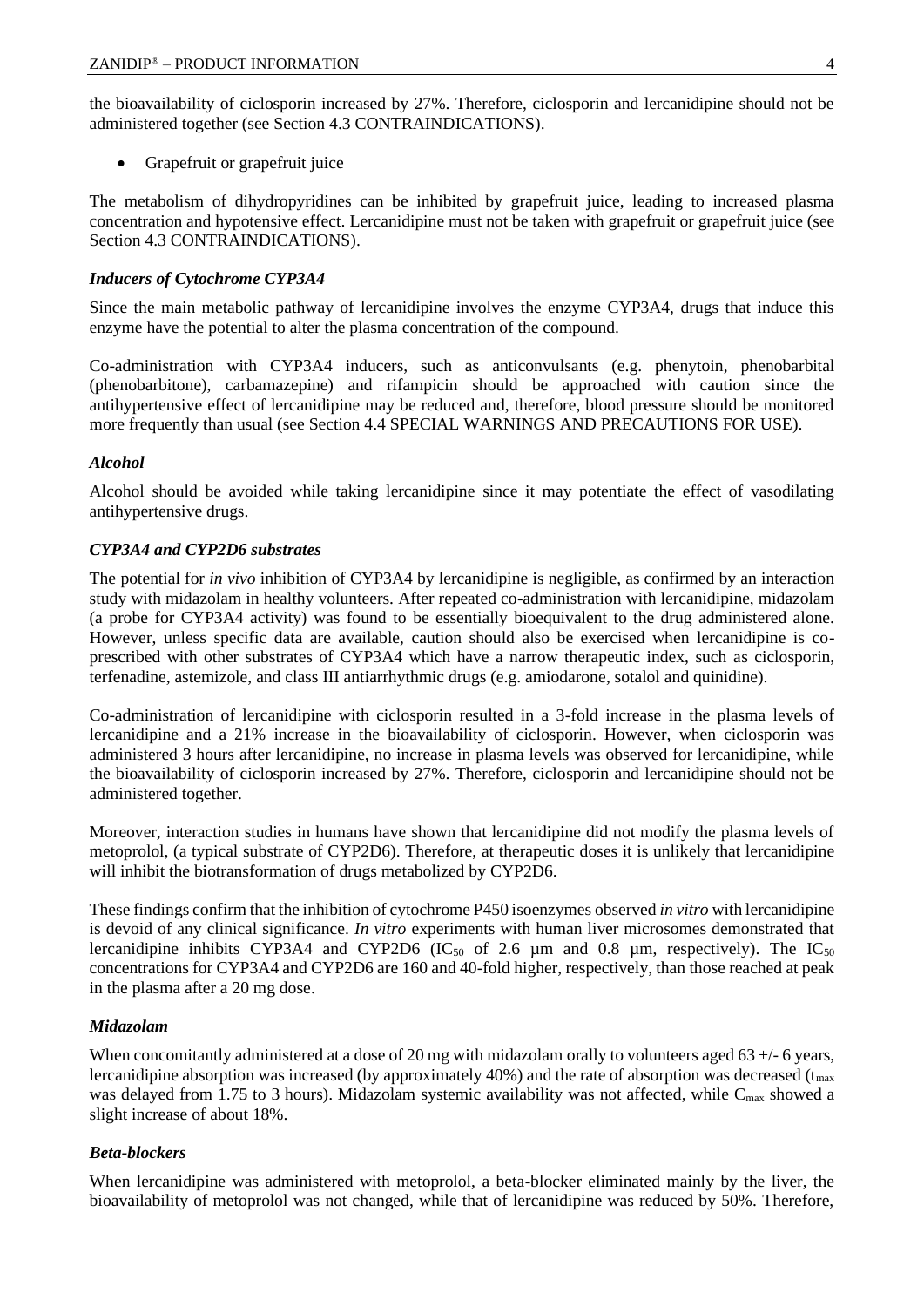the bioavailability of ciclosporin increased by 27%. Therefore, ciclosporin and lercanidipine should not be administered together (see Section 4.3 CONTRAINDICATIONS).

- Grapefruit or grapefruit juice

The metabolism of dihydropyridines can be inhibited by grapefruit juice, leading to increased plasma concentration and hypotensive effect. Lercanidipine must not be taken with grapefruit or grapefruit juice (see Section 4.3 CONTRAINDICATIONS).

***Inducers of Cytochrome CYP3A4***

Since the main metabolic pathway of lercanidipine involves the enzyme CYP3A4, drugs that induce this enzyme have the potential to alter the plasma concentration of the compound.

Co-administration with CYP3A4 inducers, such as anticonvulsants (e.g. phenytoin, phenobarbital (phenobarbitone), carbamazepine) and rifampicin should be approached with caution since the antihypertensive effect of lercanidipine may be reduced and, therefore, blood pressure should be monitored more frequently than usual (see Section 4.4 SPECIAL WARNINGS AND PRECAUTIONS FOR USE).

***Alcohol***

Alcohol should be avoided while taking lercanidipine since it may potentiate the effect of vasodilating antihypertensive drugs.

***CYP3A4 and CYP2D6 substrates***

The potential for *in vivo* inhibition of CYP3A4 by lercanidipine is negligible, as confirmed by an interaction study with midazolam in healthy volunteers. After repeated co-administration with lercanidipine, midazolam (a probe for CYP3A4 activity) was found to be essentially bioequivalent to the drug administered alone. However, unless specific data are available, caution should also be exercised when lercanidipine is co-prescribed with other substrates of CYP3A4 which have a narrow therapeutic index, such as ciclosporin, terfenadine, astemizole, and class III antiarrhythmic drugs (e.g. amiodarone, sotalol and quinidine).

Co-administration of lercanidipine with ciclosporin resulted in a 3-fold increase in the plasma levels of lercanidipine and a 21% increase in the bioavailability of ciclosporin. However, when ciclosporin was administered 3 hours after lercanidipine, no increase in plasma levels was observed for lercanidipine, while the bioavailability of ciclosporin increased by 27%. Therefore, ciclosporin and lercanidipine should not be administered together.

Moreover, interaction studies in humans have shown that lercanidipine did not modify the plasma levels of metoprolol, (a typical substrate of CYP2D6). Therefore, at therapeutic doses it is unlikely that lercanidipine will inhibit the biotransformation of drugs metabolized by CYP2D6.

These findings confirm that the inhibition of cytochrome P450 isoenzymes observed *in vitro* with lercanidipine is devoid of any clinical significance. *In vitro* experiments with human liver microsomes demonstrated that lercanidipine inhibits CYP3A4 and CYP2D6 ($IC_{50}$ of 2.6 µm and 0.8 µm, respectively). The $IC_{50}$ concentrations for CYP3A4 and CYP2D6 are 160 and 40-fold higher, respectively, than those reached at peak in the plasma after a 20 mg dose.

***Midazolam***

When concomitantly administered at a dose of 20 mg with midazolam orally to volunteers aged 63 +/- 6 years, lercanidipine absorption was increased (by approximately 40%) and the rate of absorption was decreased ($t_{max}$ was delayed from 1.75 to 3 hours). Midazolam systemic availability was not affected, while $C_{max}$ showed a slight increase of about 18%.

***Beta-blockers***

When lercanidipine was administered with metoprolol, a beta-blocker eliminated mainly by the liver, the bioavailability of metoprolol was not changed, while that of lercanidipine was reduced by 50%. Therefore,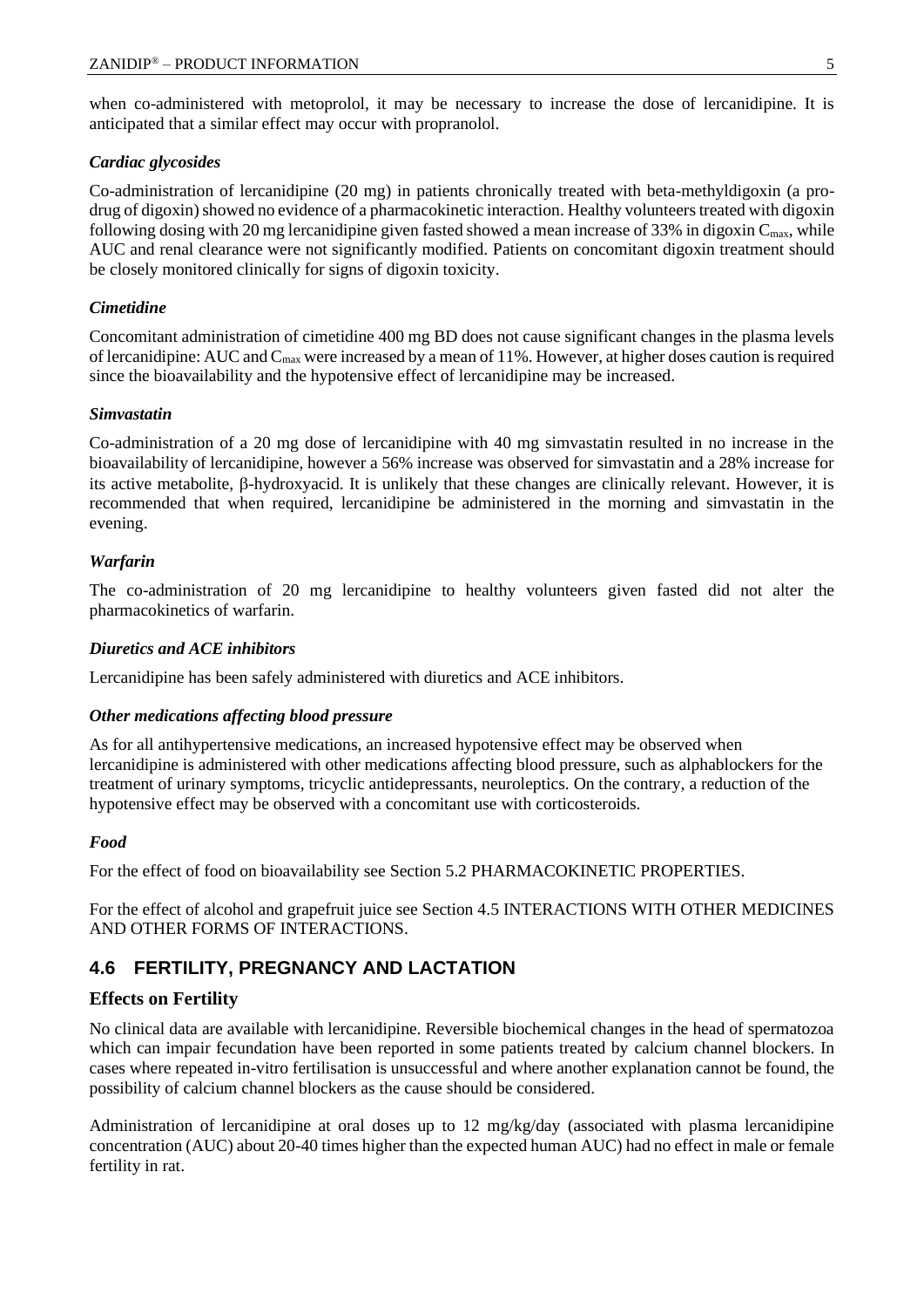when co-administered with metoprolol, it may be necessary to increase the dose of lercanidipine. It is anticipated that a similar effect may occur with propranolol.

#### *Cardiac glycosides*

Co-administration of lercanidipine (20 mg) in patients chronically treated with beta-methyldigoxin (a pro-drug of digoxin) showed no evidence of a pharmacokinetic interaction. Healthy volunteers treated with digoxin following dosing with 20 mg lercanidipine given fasted showed a mean increase of 33% in digoxin $C_{max}$, while AUC and renal clearance were not significantly modified. Patients on concomitant digoxin treatment should be closely monitored clinically for signs of digoxin toxicity.

#### *Cimetidine*

Concomitant administration of cimetidine 400 mg BD does not cause significant changes in the plasma levels of lercanidipine: AUC and $C_{max}$ were increased by a mean of 11%. However, at higher doses caution is required since the bioavailability and the hypotensive effect of lercanidipine may be increased.

#### *Simvastatin*

Co-administration of a 20 mg dose of lercanidipine with 40 mg simvastatin resulted in no increase in the bioavailability of lercanidipine, however a 56% increase was observed for simvastatin and a 28% increase for its active metabolite, β-hydroxyacid. It is unlikely that these changes are clinically relevant. However, it is recommended that when required, lercanidipine be administered in the morning and simvastatin in the evening.

#### *Warfarin*

The co-administration of 20 mg lercanidipine to healthy volunteers given fasted did not alter the pharmacokinetics of warfarin.

#### *Diuretics and ACE inhibitors*

Lercanidipine has been safely administered with diuretics and ACE inhibitors.

#### *Other medications affecting blood pressure*

As for all antihypertensive medications, an increased hypotensive effect may be observed when lercanidipine is administered with other medications affecting blood pressure, such as alphablockers for the treatment of urinary symptoms, tricyclic antidepressants, neuroleptics. On the contrary, a reduction of the hypotensive effect may be observed with a concomitant use with corticosteroids.

#### *Food*

For the effect of food on bioavailability see Section 5.2 PHARMACOKINETIC PROPERTIES.

For the effect of alcohol and grapefruit juice see Section 4.5 INTERACTIONS WITH OTHER MEDICINES AND OTHER FORMS OF INTERACTIONS.

## 4.6 FERTILITY, PREGNANCY AND LACTATION

### Effects on Fertility

No clinical data are available with lercanidipine. Reversible biochemical changes in the head of spermatozoa which can impair fecundation have been reported in some patients treated by calcium channel blockers. In cases where repeated in-vitro fertilisation is unsuccessful and where another explanation cannot be found, the possibility of calcium channel blockers as the cause should be considered.

Administration of lercanidipine at oral doses up to 12 mg/kg/day (associated with plasma lercanidipine concentration (AUC) about 20-40 times higher than the expected human AUC) had no effect in male or female fertility in rat.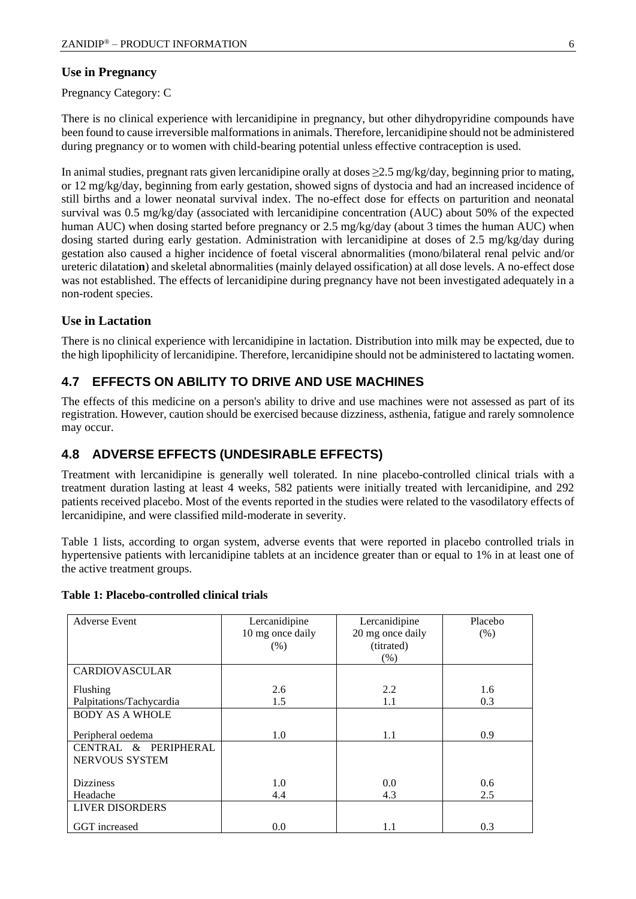### Use in Pregnancy

Pregnancy Category: C

There is no clinical experience with lercanidipine in pregnancy, but other dihydropyridine compounds have been found to cause irreversible malformations in animals. Therefore, lercanidipine should not be administered during pregnancy or to women with child-bearing potential unless effective contraception is used.

In animal studies, pregnant rats given lercanidipine orally at doses ≥2.5 mg/kg/day, beginning prior to mating, or 12 mg/kg/day, beginning from early gestation, showed signs of dystocia and had an increased incidence of still births and a lower neonatal survival index. The no-effect dose for effects on parturition and neonatal survival was 0.5 mg/kg/day (associated with lercanidipine concentration (AUC) about 50% of the expected human AUC) when dosing started before pregnancy or 2.5 mg/kg/day (about 3 times the human AUC) when dosing started during early gestation. Administration with lercanidipine at doses of 2.5 mg/kg/day during gestation also caused a higher incidence of foetal visceral abnormalities (mono/bilateral renal pelvic and/or ureteric dilatation) and skeletal abnormalities (mainly delayed ossification) at all dose levels. A no-effect dose was not established. The effects of lercanidipine during pregnancy have not been investigated adequately in a non-rodent species.

### Use in Lactation

There is no clinical experience with lercanidipine in lactation. Distribution into milk may be expected, due to the high lipophilicity of lercanidipine. Therefore, lercanidipine should not be administered to lactating women.

## 4.7 EFFECTS ON ABILITY TO DRIVE AND USE MACHINES

The effects of this medicine on a person's ability to drive and use machines were not assessed as part of its registration. However, caution should be exercised because dizziness, asthenia, fatigue and rarely somnolence may occur.

## 4.8 ADVERSE EFFECTS (UNDESIRABLE EFFECTS)

Treatment with lercanidipine is generally well tolerated. In nine placebo-controlled clinical trials with a treatment duration lasting at least 4 weeks, 582 patients were initially treated with lercanidipine, and 292 patients received placebo. Most of the events reported in the studies were related to the vasodilatory effects of lercanidipine, and were classified mild-moderate in severity.

Table 1 lists, according to organ system, adverse events that were reported in placebo controlled trials in hypertensive patients with lercanidipine tablets at an incidence greater than or equal to 1% in at least one of the active treatment groups.

**Table 1: Placebo-controlled clinical trials**

| Adverse Event | Lercanidipine 10 mg once daily (%) | Lercanidipine 20 mg once daily (titrated) (%) | Placebo (%) |
|---|---|---|---|
| CARDIOVASCULAR | | | |
| Flushing | 2.6 | 2.2 | 1.6 |
| Palpitations/Tachycardia | 1.5 | 1.1 | 0.3 |
| BODY AS A WHOLE | | | |
| Peripheral oedema | 1.0 | 1.1 | 0.9 |
| CENTRAL & PERIPHERAL NERVOUS SYSTEM | | | |
| Dizziness | 1.0 | 0.0 | 0.6 |
| Headache | 4.4 | 4.3 | 2.5 |
| LIVER DISORDERS | | | |
| GGT increased | 0.0 | 1.1 | 0.3 |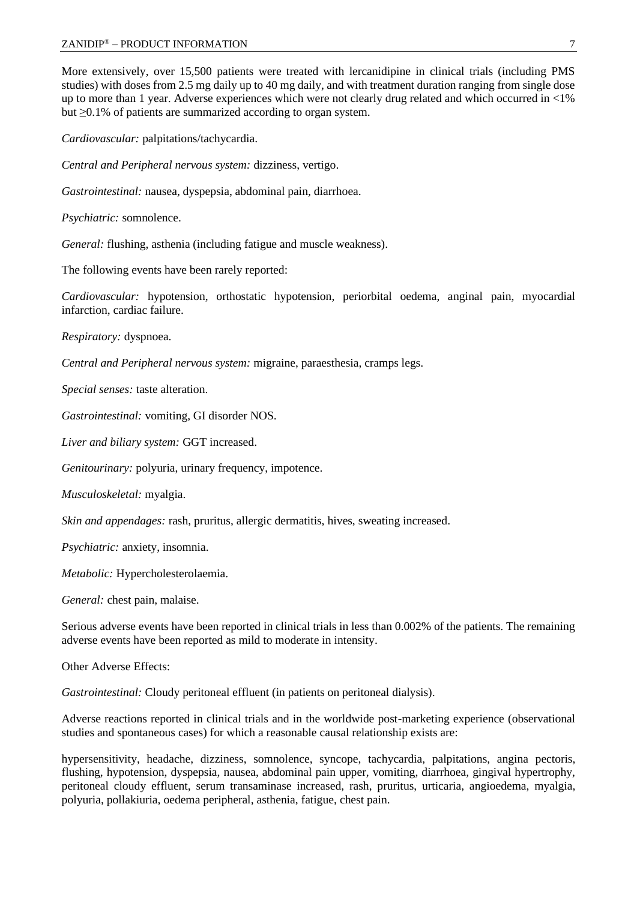More extensively, over 15,500 patients were treated with lercanidipine in clinical trials (including PMS studies) with doses from 2.5 mg daily up to 40 mg daily, and with treatment duration ranging from single dose up to more than 1 year. Adverse experiences which were not clearly drug related and which occurred in <1% but ≥0.1% of patients are summarized according to organ system.

*Cardiovascular:* palpitations/tachycardia.

*Central and Peripheral nervous system:* dizziness, vertigo.

*Gastrointestinal:* nausea, dyspepsia, abdominal pain, diarrhoea.

*Psychiatric:* somnolence.

*General:* flushing, asthenia (including fatigue and muscle weakness).

The following events have been rarely reported:

*Cardiovascular:* hypotension, orthostatic hypotension, periorbital oedema, anginal pain, myocardial infarction, cardiac failure.

*Respiratory:* dyspnoea.

*Central and Peripheral nervous system:* migraine, paraesthesia, cramps legs.

*Special senses:* taste alteration.

*Gastrointestinal:* vomiting, GI disorder NOS.

*Liver and biliary system:* GGT increased.

*Genitourinary:* polyuria, urinary frequency, impotence.

*Musculoskeletal:* myalgia.

*Skin and appendages:* rash, pruritus, allergic dermatitis, hives, sweating increased.

*Psychiatric:* anxiety, insomnia.

*Metabolic:* Hypercholesterolaemia.

*General:* chest pain, malaise.

Serious adverse events have been reported in clinical trials in less than 0.002% of the patients. The remaining adverse events have been reported as mild to moderate in intensity.

Other Adverse Effects:

*Gastrointestinal:* Cloudy peritoneal effluent (in patients on peritoneal dialysis).

Adverse reactions reported in clinical trials and in the worldwide post-marketing experience (observational studies and spontaneous cases) for which a reasonable causal relationship exists are:

hypersensitivity, headache, dizziness, somnolence, syncope, tachycardia, palpitations, angina pectoris, flushing, hypotension, dyspepsia, nausea, abdominal pain upper, vomiting, diarrhoea, gingival hypertrophy, peritoneal cloudy effluent, serum transaminase increased, rash, pruritus, urticaria, angioedema, myalgia, polyuria, pollakiuria, oedema peripheral, asthenia, fatigue, chest pain.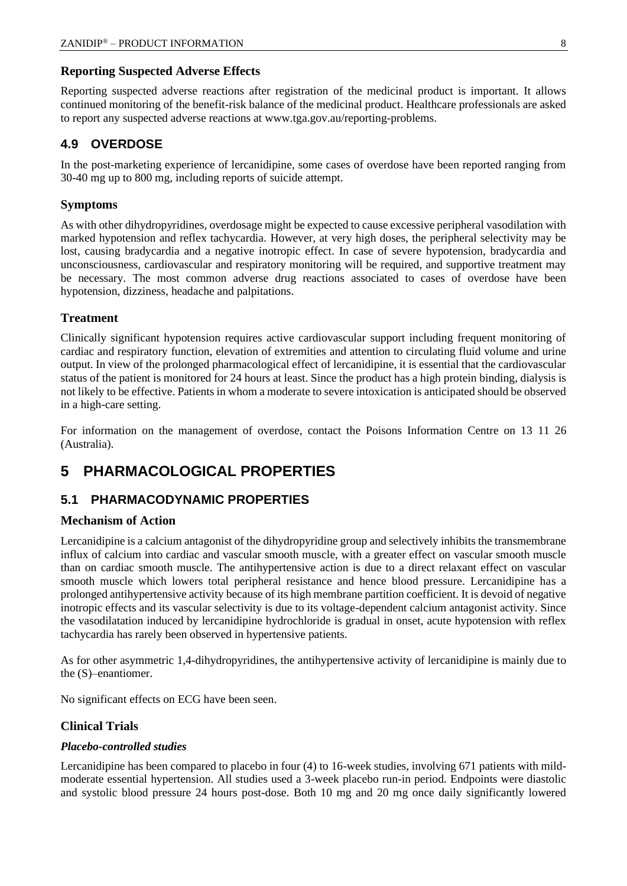### Reporting Suspected Adverse Effects

Reporting suspected adverse reactions after registration of the medicinal product is important. It allows continued monitoring of the benefit-risk balance of the medicinal product. Healthcare professionals are asked to report any suspected adverse reactions at www.tga.gov.au/reporting-problems.

## 4.9 OVERDOSE

In the post-marketing experience of lercanidipine, some cases of overdose have been reported ranging from 30-40 mg up to 800 mg, including reports of suicide attempt.

### Symptoms

As with other dihydropyridines, overdosage might be expected to cause excessive peripheral vasodilation with marked hypotension and reflex tachycardia. However, at very high doses, the peripheral selectivity may be lost, causing bradycardia and a negative inotropic effect. In case of severe hypotension, bradycardia and unconsciousness, cardiovascular and respiratory monitoring will be required, and supportive treatment may be necessary. The most common adverse drug reactions associated to cases of overdose have been hypotension, dizziness, headache and palpitations.

### Treatment

Clinically significant hypotension requires active cardiovascular support including frequent monitoring of cardiac and respiratory function, elevation of extremities and attention to circulating fluid volume and urine output. In view of the prolonged pharmacological effect of lercanidipine, it is essential that the cardiovascular status of the patient is monitored for 24 hours at least. Since the product has a high protein binding, dialysis is not likely to be effective. Patients in whom a moderate to severe intoxication is anticipated should be observed in a high-care setting.

For information on the management of overdose, contact the Poisons Information Centre on 13 11 26 (Australia).

# 5 PHARMACOLOGICAL PROPERTIES

## 5.1 PHARMACODYNAMIC PROPERTIES

### Mechanism of Action

Lercanidipine is a calcium antagonist of the dihydropyridine group and selectively inhibits the transmembrane influx of calcium into cardiac and vascular smooth muscle, with a greater effect on vascular smooth muscle than on cardiac smooth muscle. The antihypertensive action is due to a direct relaxant effect on vascular smooth muscle which lowers total peripheral resistance and hence blood pressure. Lercanidipine has a prolonged antihypertensive activity because of its high membrane partition coefficient. It is devoid of negative inotropic effects and its vascular selectivity is due to its voltage-dependent calcium antagonist activity. Since the vasodilatation induced by lercanidipine hydrochloride is gradual in onset, acute hypotension with reflex tachycardia has rarely been observed in hypertensive patients.

As for other asymmetric 1,4-dihydropyridines, the antihypertensive activity of lercanidipine is mainly due to the (S)–enantiomer.

No significant effects on ECG have been seen.

### Clinical Trials

#### *Placebo-controlled studies*

Lercanidipine has been compared to placebo in four (4) to 16-week studies, involving 671 patients with mild-moderate essential hypertension. All studies used a 3-week placebo run-in period. Endpoints were diastolic and systolic blood pressure 24 hours post-dose. Both 10 mg and 20 mg once daily significantly lowered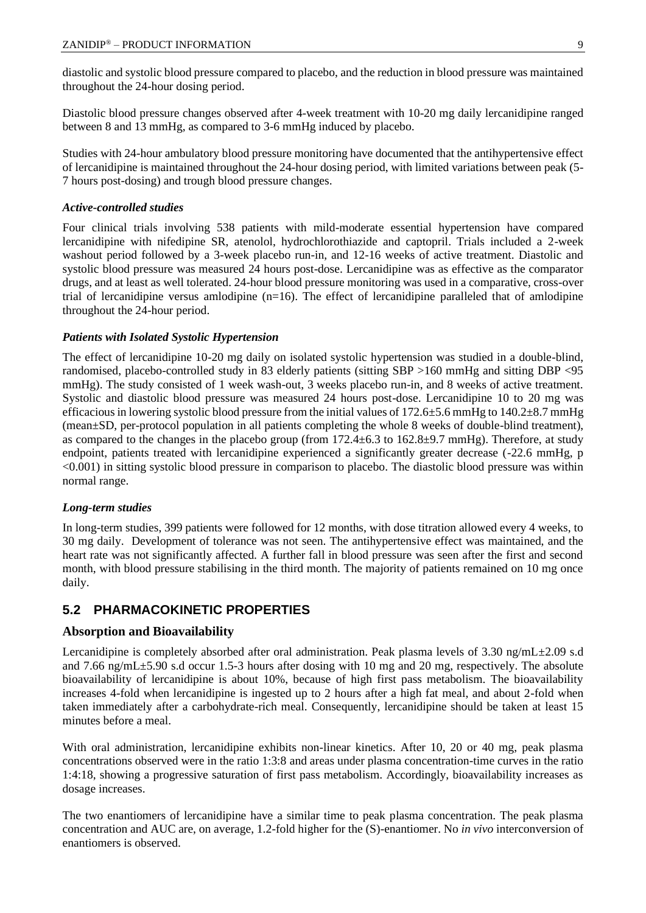diastolic and systolic blood pressure compared to placebo, and the reduction in blood pressure was maintained throughout the 24-hour dosing period.

Diastolic blood pressure changes observed after 4-week treatment with 10-20 mg daily lercanidipine ranged between 8 and 13 mmHg, as compared to 3-6 mmHg induced by placebo.

Studies with 24-hour ambulatory blood pressure monitoring have documented that the antihypertensive effect of lercanidipine is maintained throughout the 24-hour dosing period, with limited variations between peak (5-7 hours post-dosing) and trough blood pressure changes.

***Active-controlled studies***

Four clinical trials involving 538 patients with mild-moderate essential hypertension have compared lercanidipine with nifedipine SR, atenolol, hydrochlorothiazide and captopril. Trials included a 2-week washout period followed by a 3-week placebo run-in, and 12-16 weeks of active treatment. Diastolic and systolic blood pressure was measured 24 hours post-dose. Lercanidipine was as effective as the comparator drugs, and at least as well tolerated. 24-hour blood pressure monitoring was used in a comparative, cross-over trial of lercanidipine versus amlodipine (n=16). The effect of lercanidipine paralleled that of amlodipine throughout the 24-hour period.

***Patients with Isolated Systolic Hypertension***

The effect of lercanidipine 10-20 mg daily on isolated systolic hypertension was studied in a double-blind, randomised, placebo-controlled study in 83 elderly patients (sitting SBP >160 mmHg and sitting DBP <95 mmHg). The study consisted of 1 week wash-out, 3 weeks placebo run-in, and 8 weeks of active treatment. Systolic and diastolic blood pressure was measured 24 hours post-dose. Lercanidipine 10 to 20 mg was efficacious in lowering systolic blood pressure from the initial values of 172.6±5.6 mmHg to 140.2±8.7 mmHg (mean±SD, per-protocol population in all patients completing the whole 8 weeks of double-blind treatment), as compared to the changes in the placebo group (from 172.4±6.3 to 162.8±9.7 mmHg). Therefore, at study endpoint, patients treated with lercanidipine experienced a significantly greater decrease (-22.6 mmHg, p <0.001) in sitting systolic blood pressure in comparison to placebo. The diastolic blood pressure was within normal range.

***Long-term studies***

In long-term studies, 399 patients were followed for 12 months, with dose titration allowed every 4 weeks, to 30 mg daily. Development of tolerance was not seen. The antihypertensive effect was maintained, and the heart rate was not significantly affected. A further fall in blood pressure was seen after the first and second month, with blood pressure stabilising in the third month. The majority of patients remained on 10 mg once daily.

## 5.2 PHARMACOKINETIC PROPERTIES

### Absorption and Bioavailability

Lercanidipine is completely absorbed after oral administration. Peak plasma levels of 3.30 ng/mL±2.09 s.d and 7.66 ng/mL±5.90 s.d occur 1.5-3 hours after dosing with 10 mg and 20 mg, respectively. The absolute bioavailability of lercanidipine is about 10%, because of high first pass metabolism. The bioavailability increases 4-fold when lercanidipine is ingested up to 2 hours after a high fat meal, and about 2-fold when taken immediately after a carbohydrate-rich meal. Consequently, lercanidipine should be taken at least 15 minutes before a meal.

With oral administration, lercanidipine exhibits non-linear kinetics. After 10, 20 or 40 mg, peak plasma concentrations observed were in the ratio 1:3:8 and areas under plasma concentration-time curves in the ratio 1:4:18, showing a progressive saturation of first pass metabolism. Accordingly, bioavailability increases as dosage increases.

The two enantiomers of lercanidipine have a similar time to peak plasma concentration. The peak plasma concentration and AUC are, on average, 1.2-fold higher for the (S)-enantiomer. No *in vivo* interconversion of enantiomers is observed.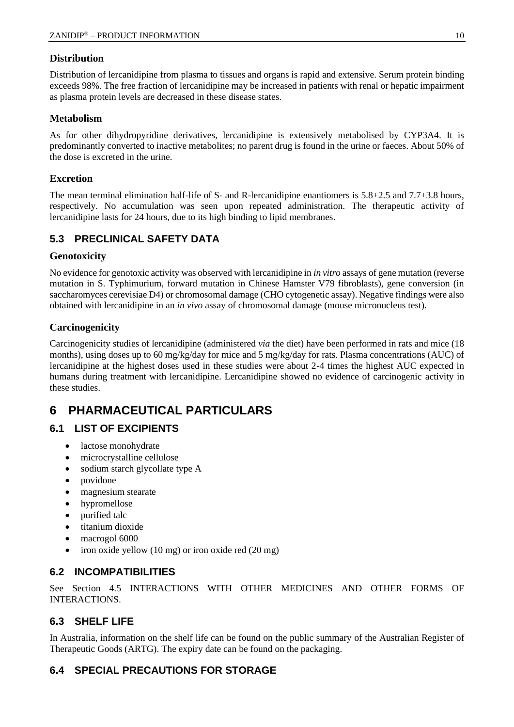### Distribution

Distribution of lercanidipine from plasma to tissues and organs is rapid and extensive. Serum protein binding exceeds 98%. The free fraction of lercanidipine may be increased in patients with renal or hepatic impairment as plasma protein levels are decreased in these disease states.

### Metabolism

As for other dihydropyridine derivatives, lercanidipine is extensively metabolised by CYP3A4. It is predominantly converted to inactive metabolites; no parent drug is found in the urine or faeces. About 50% of the dose is excreted in the urine.

### Excretion

The mean terminal elimination half-life of S- and R-lercanidipine enantiomers is 5.8±2.5 and 7.7±3.8 hours, respectively. No accumulation was seen upon repeated administration. The therapeutic activity of lercanidipine lasts for 24 hours, due to its high binding to lipid membranes.

## 5.3 PRECLINICAL SAFETY DATA

### Genotoxicity

No evidence for genotoxic activity was observed with lercanidipine in *in vitro* assays of gene mutation (reverse mutation in S. Typhimurium, forward mutation in Chinese Hamster V79 fibroblasts), gene conversion (in saccharomyces cerevisiae D4) or chromosomal damage (CHO cytogenetic assay). Negative findings were also obtained with lercanidipine in an *in vivo* assay of chromosomal damage (mouse micronucleus test).

### Carcinogenicity

Carcinogenicity studies of lercanidipine (administered *via* the diet) have been performed in rats and mice (18 months), using doses up to 60 mg/kg/day for mice and 5 mg/kg/day for rats. Plasma concentrations (AUC) of lercanidipine at the highest doses used in these studies were about 2-4 times the highest AUC expected in humans during treatment with lercanidipine. Lercanidipine showed no evidence of carcinogenic activity in these studies.

# 6 PHARMACEUTICAL PARTICULARS

## 6.1 LIST OF EXCIPIENTS

- lactose monohydrate
- microcrystalline cellulose
- sodium starch glycollate type A
- povidone
- magnesium stearate
- hypromellose
- purified talc
- titanium dioxide
- macrogol 6000
- iron oxide yellow (10 mg) or iron oxide red (20 mg)

## 6.2 INCOMPATIBILITIES

See Section 4.5 INTERACTIONS WITH OTHER MEDICINES AND OTHER FORMS OF INTERACTIONS.

## 6.3 SHELF LIFE

In Australia, information on the shelf life can be found on the public summary of the Australian Register of Therapeutic Goods (ARTG). The expiry date can be found on the packaging.

## 6.4 SPECIAL PRECAUTIONS FOR STORAGE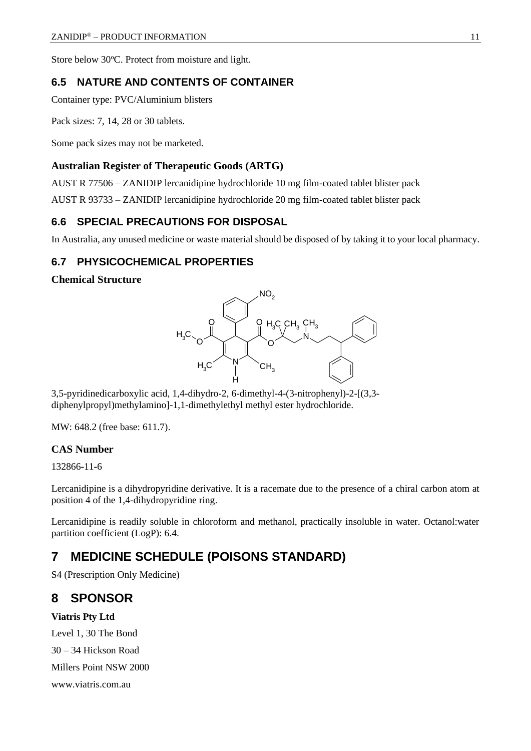Store below 30°C. Protect from moisture and light.

## 6.5 NATURE AND CONTENTS OF CONTAINER

Container type: PVC/Aluminium blisters

Pack sizes: 7, 14, 28 or 30 tablets.

Some pack sizes may not be marketed.

### Australian Register of Therapeutic Goods (ARTG)

AUST R 77506 – ZANIDIP lercanidipine hydrochloride 10 mg film-coated tablet blister pack

AUST R 93733 – ZANIDIP lercanidipine hydrochloride 20 mg film-coated tablet blister pack

## 6.6 SPECIAL PRECAUTIONS FOR DISPOSAL

In Australia, any unused medicine or waste material should be disposed of by taking it to your local pharmacy.

## 6.7 PHYSICOCHEMICAL PROPERTIES

### Chemical Structure

3,5-pyridinedicarboxylic acid, 1,4-dihydro-2, 6-dimethyl-4-(3-nitrophenyl)-2-[(3,3-diphenylpropyl)methylamino]-1,1-dimethylethyl methyl ester hydrochloride.

MW: 648.2 (free base: 611.7).

### CAS Number

132866-11-6

Lercanidipine is a dihydropyridine derivative. It is a racemate due to the presence of a chiral carbon atom at position 4 of the 1,4-dihydropyridine ring.

Lercanidipine is readily soluble in chloroform and methanol, practically insoluble in water. Octanol:water partition coefficient (LogP): 6.4.

# 7 MEDICINE SCHEDULE (POISONS STANDARD)

S4 (Prescription Only Medicine)

# 8 SPONSOR

**Viatris Pty Ltd**

Level 1, 30 The Bond

30 – 34 Hickson Road

Millers Point NSW 2000

www.viatris.com.au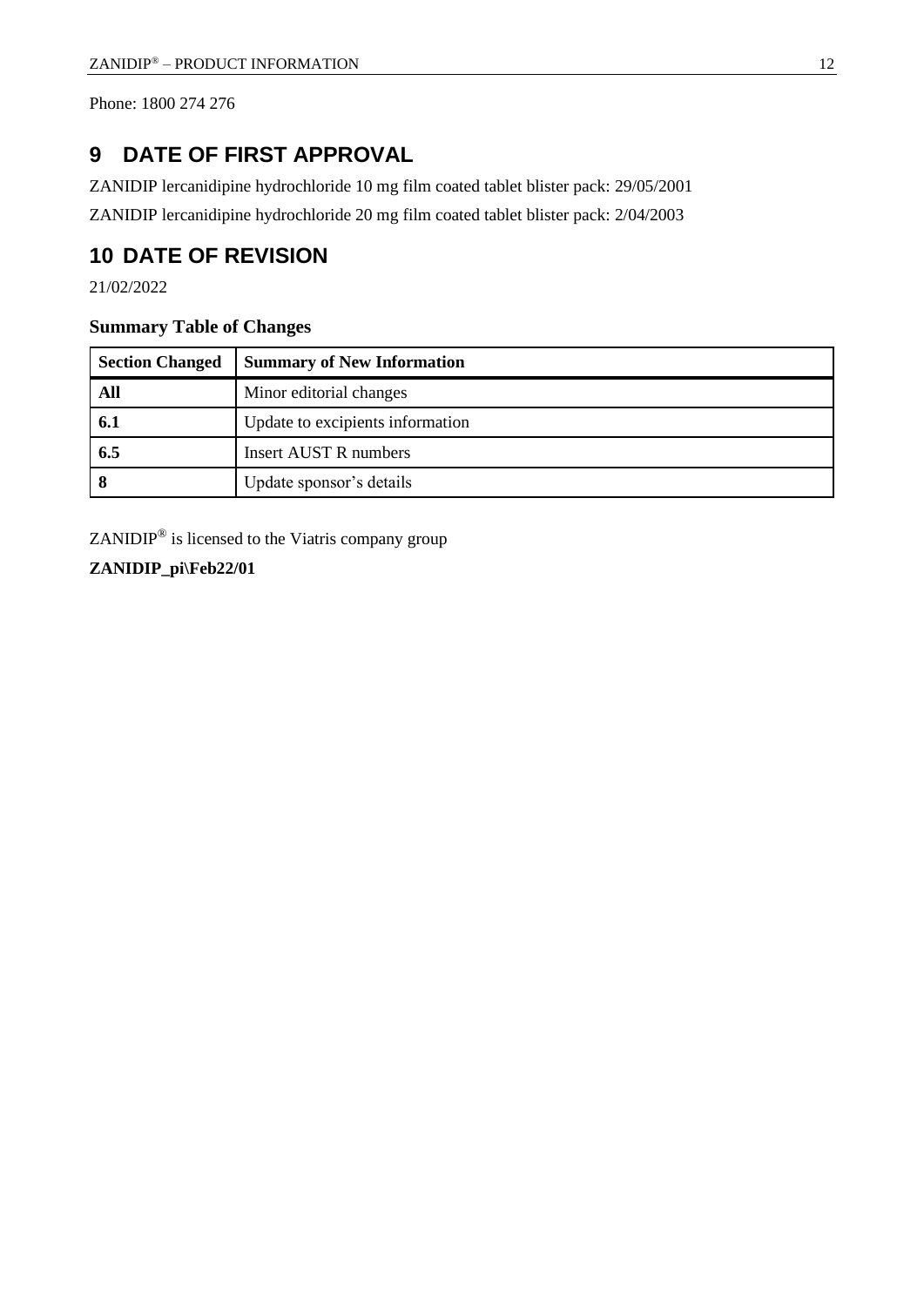Phone: 1800 274 276

# 9 DATE OF FIRST APPROVAL

ZANIDIP lercanidipine hydrochloride 10 mg film coated tablet blister pack: 29/05/2001

ZANIDIP lercanidipine hydrochloride 20 mg film coated tablet blister pack: 2/04/2003

# 10 DATE OF REVISION

21/02/2022

### Summary Table of Changes

| Section Changed | Summary of New Information |
|---|---|
| **All** | Minor editorial changes |
| **6.1** | Update to excipients information |
| **6.5** | Insert AUST R numbers |
| **8** | Update sponsor's details |

ZANIDIP® is licensed to the Viatris company group

**ZANIDIP_pi\Feb22/01**